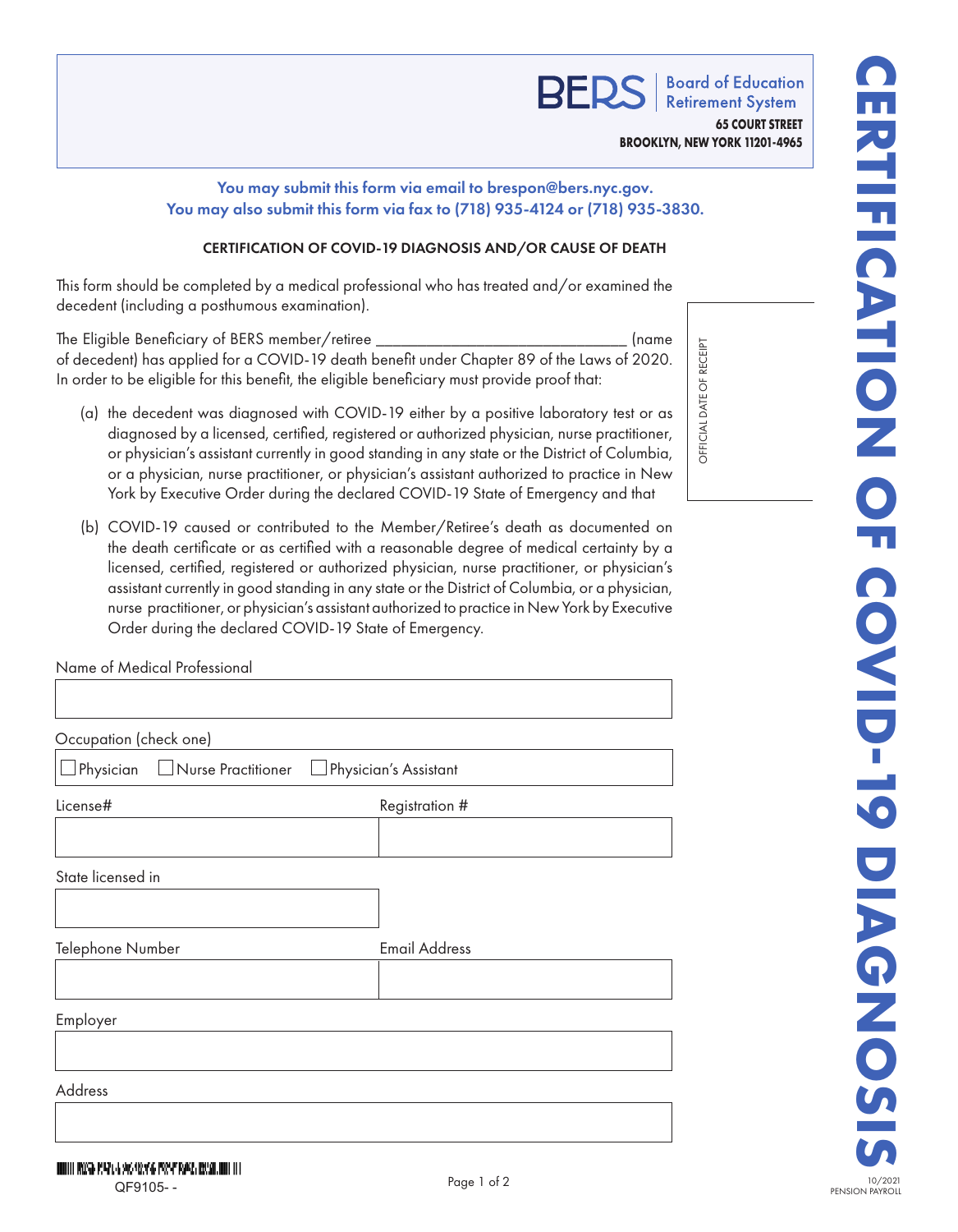BERS | Board of Education Retirement System

**65 COURT STREET**
**BROOKLYN, NEW YORK 11201-4965**

# CERTIFICATION OF COVID-19 DIAGNOSIS

You may submit this form via email to brespon@bers.nyc.gov.
You may also submit this form via fax to (718) 935-4124 or (718) 935-3830.

OFFICIAL DATE OF RECEIPT

## CERTIFICATION OF COVID-19 DIAGNOSIS AND/OR CAUSE OF DEATH

This form should be completed by a medical professional who has treated and/or examined the decedent (including a posthumous examination).

The Eligible Beneficiary of BERS member/retiree _______________________________ (name of decedent) has applied for a COVID-19 death benefit under Chapter 89 of the Laws of 2020. In order to be eligible for this benefit, the eligible beneficiary must provide proof that:

(a) the decedent was diagnosed with COVID-19 either by a positive laboratory test or as diagnosed by a licensed, certified, registered or authorized physician, nurse practitioner, or physician's assistant currently in good standing in any state or the District of Columbia, or a physician, nurse practitioner, or physician's assistant authorized to practice in New York by Executive Order during the declared COVID-19 State of Emergency and that

(b) COVID-19 caused or contributed to the Member/Retiree's death as documented on the death certificate or as certified with a reasonable degree of medical certainty by a licensed, certified, registered or authorized physician, nurse practitioner, or physician's assistant currently in good standing in any state or the District of Columbia, or a physician, nurse practitioner, or physician's assistant authorized to practice in New York by Executive Order during the declared COVID-19 State of Emergency.

Name of Medical Professional

_______________________________

Occupation (check one)

☐ Physician ☐ Nurse Practitioner ☐ Physician's Assistant

| License# | Registration # |
| --- | --- |
| | |

State licensed in

_______________________________

| Telephone Number | Email Address |
| --- | --- |
| | |

Employer

_______________________________

Address

_______________________________

QF9105- -

10/2021
PENSION PAYROLL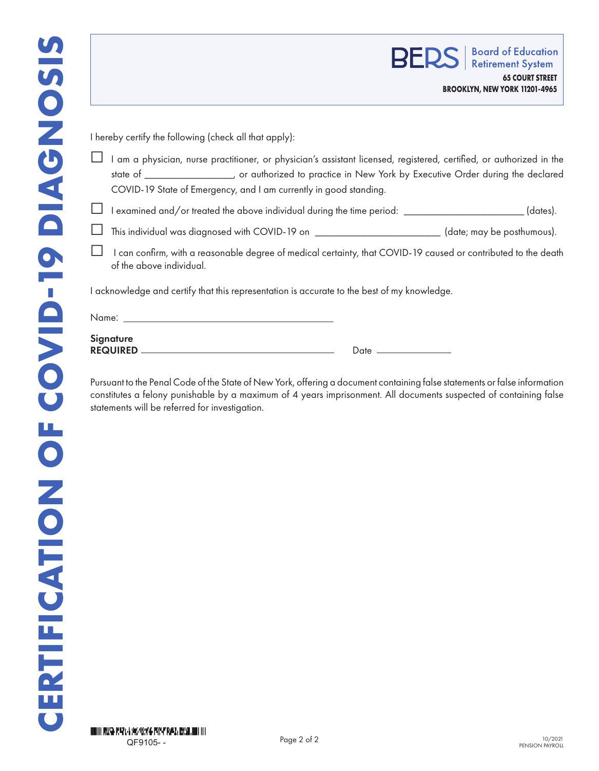# CERTIFICATION OF COVID-19 DIAGNOSIS

**BERS** | Board of Education Retirement System
**65 COURT STREET**
**BROOKLYN, NEW YORK 11201-4965**

I hereby certify the following (check all that apply):

- ☐ I am a physician, nurse practitioner, or physician's assistant licensed, registered, certified, or authorized in the state of ________________, or authorized to practice in New York by Executive Order during the declared COVID-19 State of Emergency, and I am currently in good standing.
- ☐ I examined and/or treated the above individual during the time period: ______________________ (dates).
- ☐ This individual was diagnosed with COVID-19 on ______________________ (date; may be posthumous).
- ☐ I can confirm, with a reasonable degree of medical certainty, that COVID-19 caused or contributed to the death of the above individual.

I acknowledge and certify that this representation is accurate to the best of my knowledge.

Name: ______________________________________

**Signature REQUIRED** ______________________________________ Date ______________

Pursuant to the Penal Code of the State of New York, offering a document containing false statements or false information constitutes a felony punishable by a maximum of 4 years imprisonment. All documents suspected of containing false statements will be referred for investigation.

QF9105- -

10/2021
PENSION PAYROLL